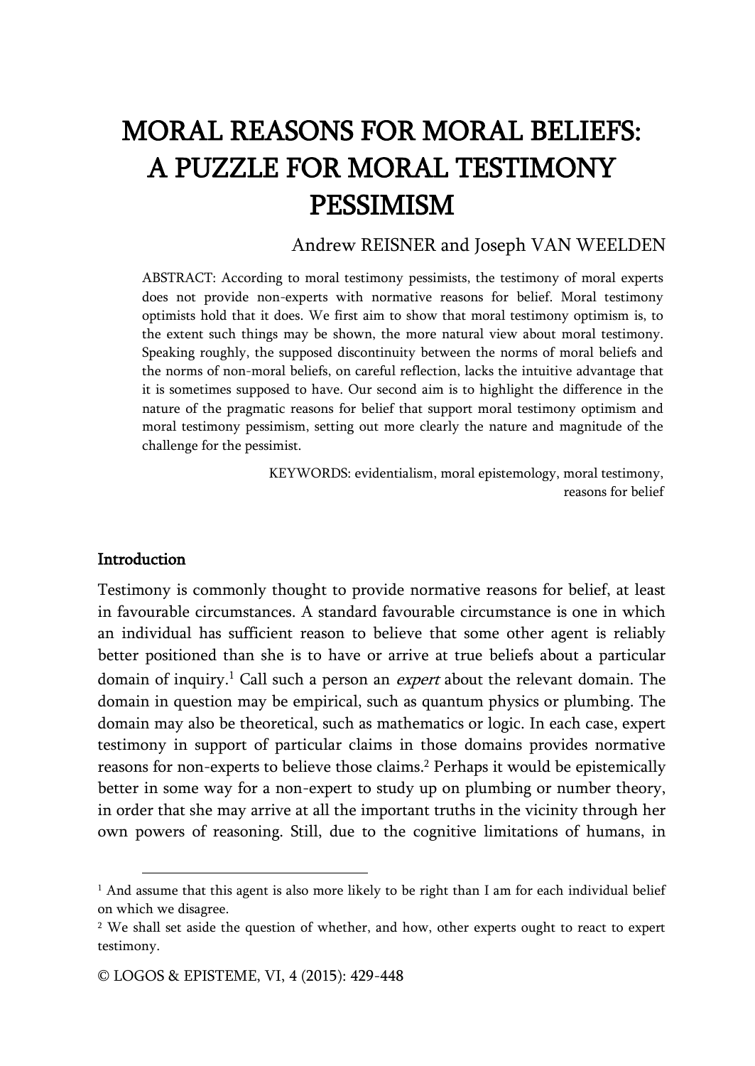# MORAL REASONS FOR MORAL BELIEFS: A PUZZLE FOR MORAL TESTIMONY PESSIMISM

Andrew REISNER and Joseph VAN WEELDEN

ABSTRACT: According to moral testimony pessimists, the testimony of moral experts does not provide non-experts with normative reasons for belief. Moral testimony optimists hold that it does. We first aim to show that moral testimony optimism is, to the extent such things may be shown, the more natural view about moral testimony. Speaking roughly, the supposed discontinuity between the norms of moral beliefs and the norms of non-moral beliefs, on careful reflection, lacks the intuitive advantage that it is sometimes supposed to have. Our second aim is to highlight the difference in the nature of the pragmatic reasons for belief that support moral testimony optimism and moral testimony pessimism, setting out more clearly the nature and magnitude of the challenge for the pessimist.

KEYWORDS: evidentialism, moral epistemology, moral testimony, reasons for belief

## Introduction

Testimony is commonly thought to provide normative reasons for belief, at least in favourable circumstances. A standard favourable circumstance is one in which an individual has sufficient reason to believe that some other agent is reliably better positioned than she is to have or arrive at true beliefs about a particular domain of inquiry.[1] Call such a person an *expert* about the relevant domain. The domain in question may be empirical, such as quantum physics or plumbing. The domain may also be theoretical, such as mathematics or logic. In each case, expert testimony in support of particular claims in those domains provides normative reasons for non-experts to believe those claims.[2] Perhaps it would be epistemically better in some way for a non-expert to study up on plumbing or number theory, in order that she may arrive at all the important truths in the vicinity through her own powers of reasoning. Still, due to the cognitive limitations of humans, in

[1] And assume that this agent is also more likely to be right than I am for each individual belief on which we disagree.

[2] We shall set aside the question of whether, and how, other experts ought to react to expert testimony.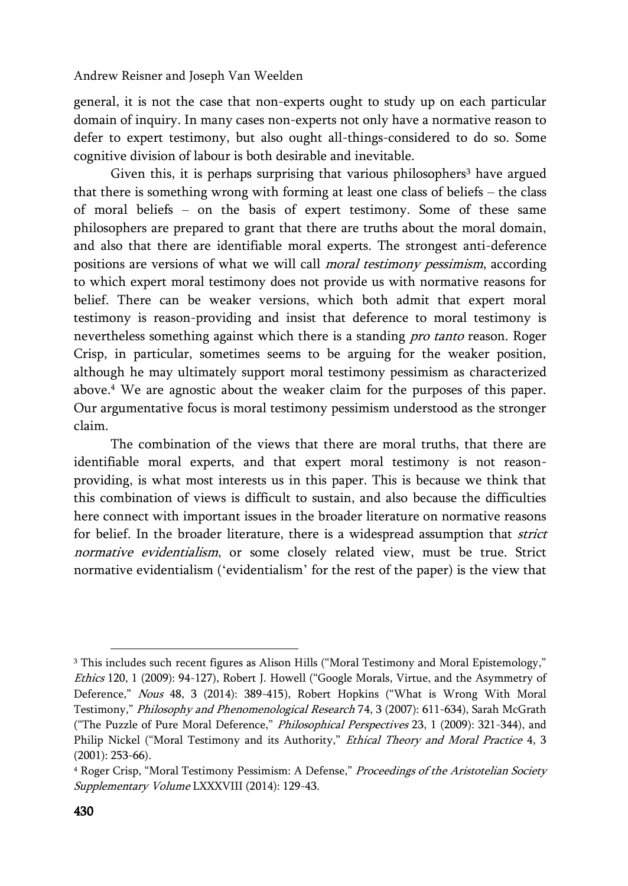general, it is not the case that non-experts ought to study up on each particular domain of inquiry. In many cases non-experts not only have a normative reason to defer to expert testimony, but also ought all-things-considered to do so. Some cognitive division of labour is both desirable and inevitable.

Given this, it is perhaps surprising that various philosophers[3] have argued that there is something wrong with forming at least one class of beliefs – the class of moral beliefs – on the basis of expert testimony. Some of these same philosophers are prepared to grant that there are truths about the moral domain, and also that there are identifiable moral experts. The strongest anti-deference positions are versions of what we will call *moral testimony pessimism*, according to which expert moral testimony does not provide us with normative reasons for belief. There can be weaker versions, which both admit that expert moral testimony is reason-providing and insist that deference to moral testimony is nevertheless something against which there is a standing *pro tanto* reason. Roger Crisp, in particular, sometimes seems to be arguing for the weaker position, although he may ultimately support moral testimony pessimism as characterized above.[4] We are agnostic about the weaker claim for the purposes of this paper. Our argumentative focus is moral testimony pessimism understood as the stronger claim.

The combination of the views that there are moral truths, that there are identifiable moral experts, and that expert moral testimony is not reason-providing, is what most interests us in this paper. This is because we think that this combination of views is difficult to sustain, and also because the difficulties here connect with important issues in the broader literature on normative reasons for belief. In the broader literature, there is a widespread assumption that *strict normative evidentialism*, or some closely related view, must be true. Strict normative evidentialism ('evidentialism' for the rest of the paper) is the view that

---

[3] This includes such recent figures as Alison Hills ("Moral Testimony and Moral Epistemology," *Ethics* 120, 1 (2009): 94-127), Robert J. Howell ("Google Morals, Virtue, and the Asymmetry of Deference," *Nous* 48, 3 (2014): 389-415), Robert Hopkins ("What is Wrong With Moral Testimony," *Philosophy and Phenomenological Research* 74, 3 (2007): 611-634), Sarah McGrath ("The Puzzle of Pure Moral Deference," *Philosophical Perspectives* 23, 1 (2009): 321-344), and Philip Nickel ("Moral Testimony and its Authority," *Ethical Theory and Moral Practice* 4, 3 (2001): 253-66).

[4] Roger Crisp, "Moral Testimony Pessimism: A Defense," *Proceedings of the Aristotelian Society Supplementary Volume* LXXXVIII (2014): 129-43.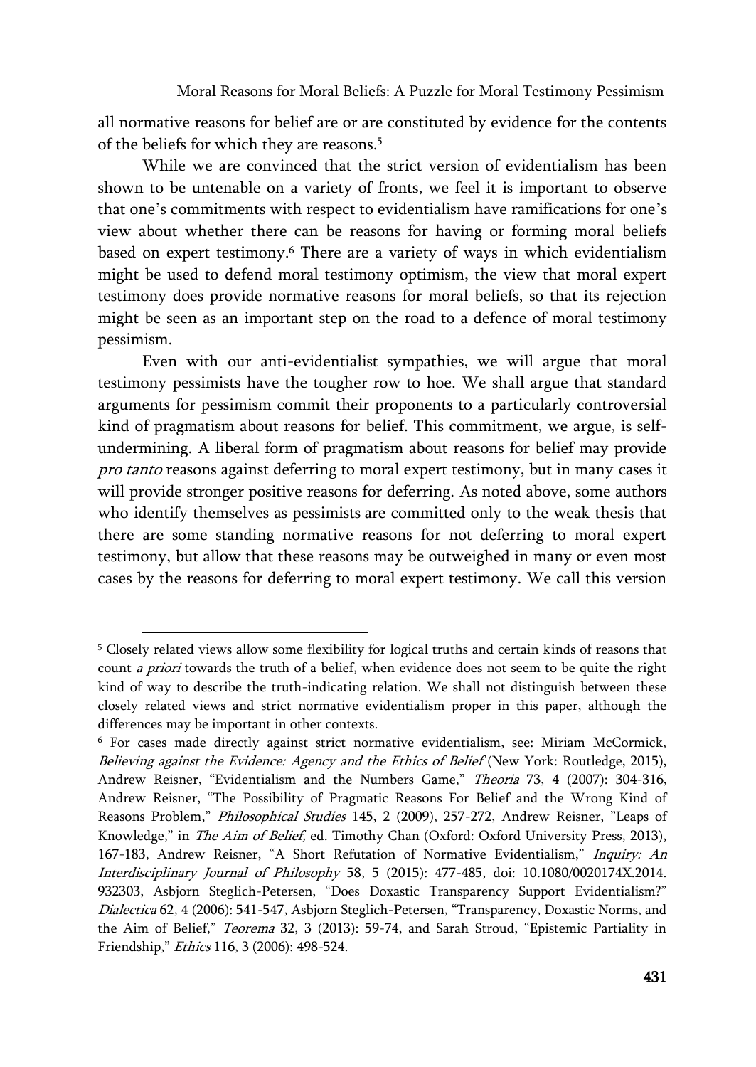all normative reasons for belief are or are constituted by evidence for the contents of the beliefs for which they are reasons.[5]

While we are convinced that the strict version of evidentialism has been shown to be untenable on a variety of fronts, we feel it is important to observe that one's commitments with respect to evidentialism have ramifications for one's view about whether there can be reasons for having or forming moral beliefs based on expert testimony.[6] There are a variety of ways in which evidentialism might be used to defend moral testimony optimism, the view that moral expert testimony does provide normative reasons for moral beliefs, so that its rejection might be seen as an important step on the road to a defence of moral testimony pessimism.

Even with our anti-evidentialist sympathies, we will argue that moral testimony pessimists have the tougher row to hoe. We shall argue that standard arguments for pessimism commit their proponents to a particularly controversial kind of pragmatism about reasons for belief. This commitment, we argue, is self-undermining. A liberal form of pragmatism about reasons for belief may provide *pro tanto* reasons against deferring to moral expert testimony, but in many cases it will provide stronger positive reasons for deferring. As noted above, some authors who identify themselves as pessimists are committed only to the weak thesis that there are some standing normative reasons for not deferring to moral expert testimony, but allow that these reasons may be outweighed in many or even most cases by the reasons for deferring to moral expert testimony. We call this version

---

[5] Closely related views allow some flexibility for logical truths and certain kinds of reasons that count *a priori* towards the truth of a belief, when evidence does not seem to be quite the right kind of way to describe the truth-indicating relation. We shall not distinguish between these closely related views and strict normative evidentialism proper in this paper, although the differences may be important in other contexts.

[6] For cases made directly against strict normative evidentialism, see: Miriam McCormick, *Believing against the Evidence: Agency and the Ethics of Belief* (New York: Routledge, 2015), Andrew Reisner, "Evidentialism and the Numbers Game," *Theoria* 73, 4 (2007): 304-316, Andrew Reisner, "The Possibility of Pragmatic Reasons For Belief and the Wrong Kind of Reasons Problem," *Philosophical Studies* 145, 2 (2009), 257-272, Andrew Reisner, "Leaps of Knowledge," in *The Aim of Belief,* ed. Timothy Chan (Oxford: Oxford University Press, 2013), 167-183, Andrew Reisner, "A Short Refutation of Normative Evidentialism," *Inquiry: An Interdisciplinary Journal of Philosophy* 58, 5 (2015): 477-485, doi: 10.1080/0020174X.2014.932303, Asbjorn Steglich-Petersen, "Does Doxastic Transparency Support Evidentialism?" *Dialectica* 62, 4 (2006): 541-547, Asbjorn Steglich-Petersen, "Transparency, Doxastic Norms, and the Aim of Belief," *Teorema* 32, 3 (2013): 59-74, and Sarah Stroud, "Epistemic Partiality in Friendship," *Ethics* 116, 3 (2006): 498-524.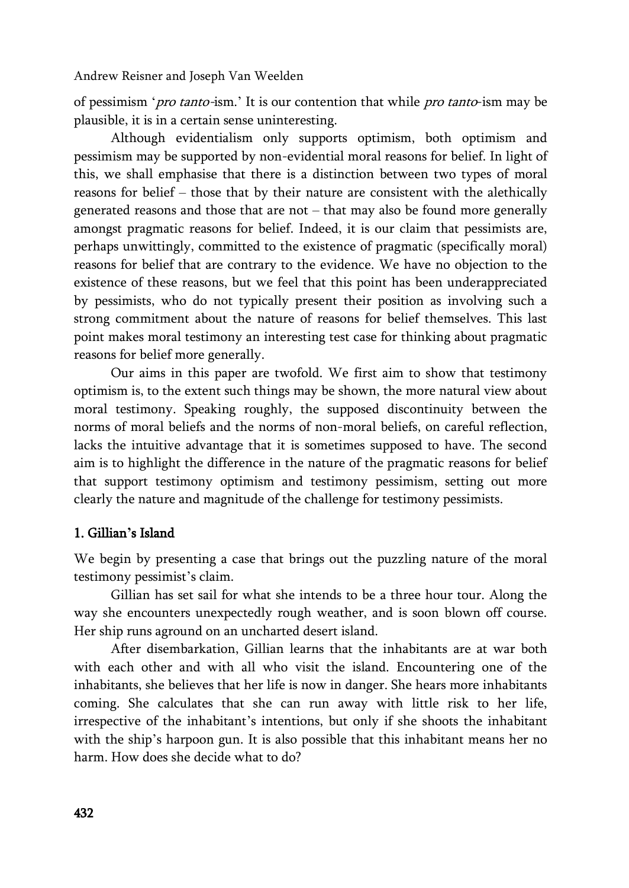of pessimism '*pro tanto*-ism.' It is our contention that while *pro tanto*-ism may be plausible, it is in a certain sense uninteresting.

Although evidentialism only supports optimism, both optimism and pessimism may be supported by non-evidential moral reasons for belief. In light of this, we shall emphasise that there is a distinction between two types of moral reasons for belief – those that by their nature are consistent with the alethically generated reasons and those that are not – that may also be found more generally amongst pragmatic reasons for belief. Indeed, it is our claim that pessimists are, perhaps unwittingly, committed to the existence of pragmatic (specifically moral) reasons for belief that are contrary to the evidence. We have no objection to the existence of these reasons, but we feel that this point has been underappreciated by pessimists, who do not typically present their position as involving such a strong commitment about the nature of reasons for belief themselves. This last point makes moral testimony an interesting test case for thinking about pragmatic reasons for belief more generally.

Our aims in this paper are twofold. We first aim to show that testimony optimism is, to the extent such things may be shown, the more natural view about moral testimony. Speaking roughly, the supposed discontinuity between the norms of moral beliefs and the norms of non-moral beliefs, on careful reflection, lacks the intuitive advantage that it is sometimes supposed to have. The second aim is to highlight the difference in the nature of the pragmatic reasons for belief that support testimony optimism and testimony pessimism, setting out more clearly the nature and magnitude of the challenge for testimony pessimists.

## 1. Gillian's Island

We begin by presenting a case that brings out the puzzling nature of the moral testimony pessimist's claim.

Gillian has set sail for what she intends to be a three hour tour. Along the way she encounters unexpectedly rough weather, and is soon blown off course. Her ship runs aground on an uncharted desert island.

After disembarkation, Gillian learns that the inhabitants are at war both with each other and with all who visit the island. Encountering one of the inhabitants, she believes that her life is now in danger. She hears more inhabitants coming. She calculates that she can run away with little risk to her life, irrespective of the inhabitant's intentions, but only if she shoots the inhabitant with the ship's harpoon gun. It is also possible that this inhabitant means her no harm. How does she decide what to do?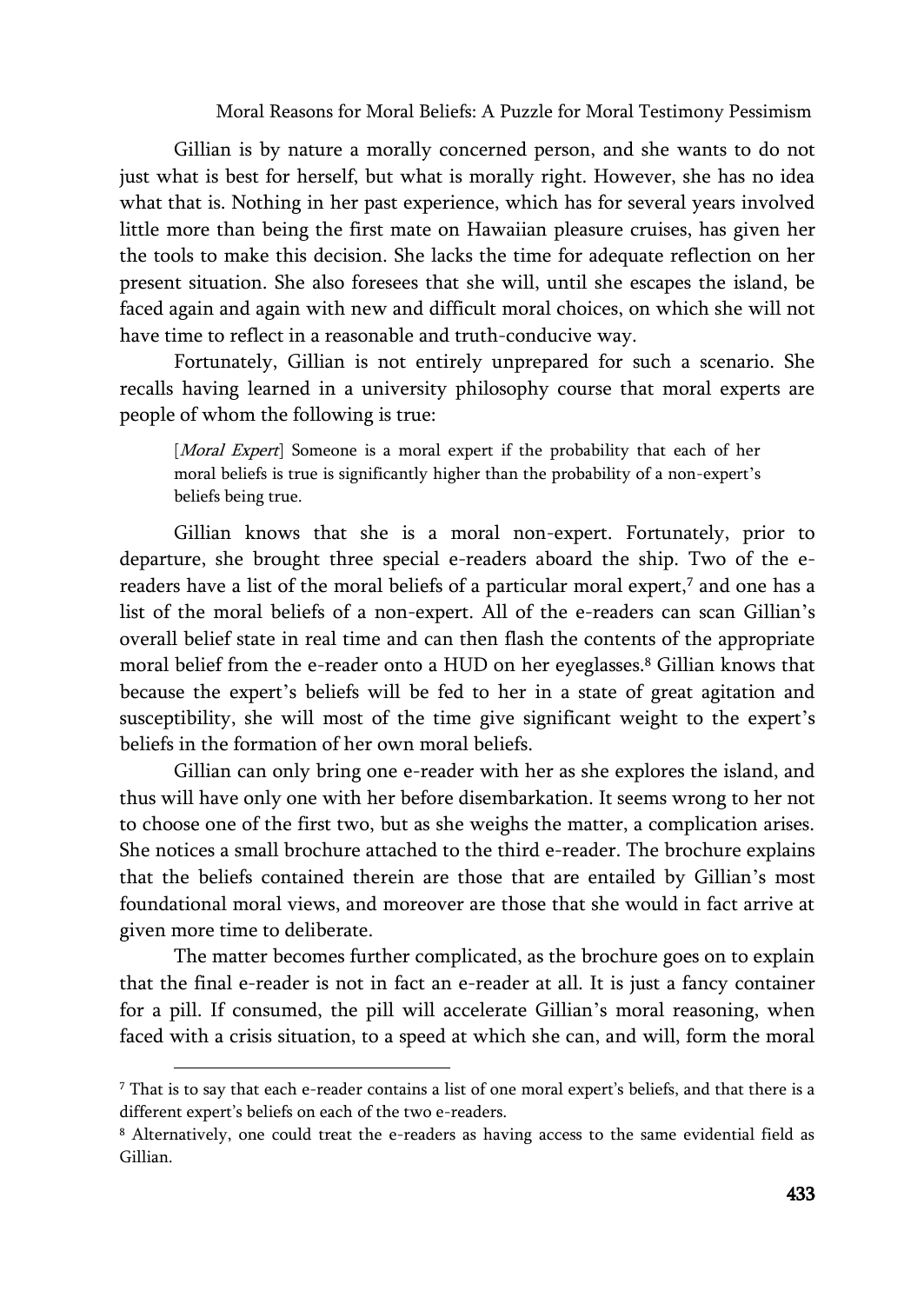Gillian is by nature a morally concerned person, and she wants to do not just what is best for herself, but what is morally right. However, she has no idea what that is. Nothing in her past experience, which has for several years involved little more than being the first mate on Hawaiian pleasure cruises, has given her the tools to make this decision. She lacks the time for adequate reflection on her present situation. She also foresees that she will, until she escapes the island, be faced again and again with new and difficult moral choices, on which she will not have time to reflect in a reasonable and truth-conducive way.

Fortunately, Gillian is not entirely unprepared for such a scenario. She recalls having learned in a university philosophy course that moral experts are people of whom the following is true:

> [*Moral Expert*] Someone is a moral expert if the probability that each of her moral beliefs is true is significantly higher than the probability of a non-expert's beliefs being true.

Gillian knows that she is a moral non-expert. Fortunately, prior to departure, she brought three special e-readers aboard the ship. Two of the e-readers have a list of the moral beliefs of a particular moral expert,[7] and one has a list of the moral beliefs of a non-expert. All of the e-readers can scan Gillian's overall belief state in real time and can then flash the contents of the appropriate moral belief from the e-reader onto a HUD on her eyeglasses.[8] Gillian knows that because the expert's beliefs will be fed to her in a state of great agitation and susceptibility, she will most of the time give significant weight to the expert's beliefs in the formation of her own moral beliefs.

Gillian can only bring one e-reader with her as she explores the island, and thus will have only one with her before disembarkation. It seems wrong to her not to choose one of the first two, but as she weighs the matter, a complication arises. She notices a small brochure attached to the third e-reader. The brochure explains that the beliefs contained therein are those that are entailed by Gillian's most foundational moral views, and moreover are those that she would in fact arrive at given more time to deliberate.

The matter becomes further complicated, as the brochure goes on to explain that the final e-reader is not in fact an e-reader at all. It is just a fancy container for a pill. If consumed, the pill will accelerate Gillian's moral reasoning, when faced with a crisis situation, to a speed at which she can, and will, form the moral

---

[7] That is to say that each e-reader contains a list of one moral expert's beliefs, and that there is a different expert's beliefs on each of the two e-readers.

[8] Alternatively, one could treat the e-readers as having access to the same evidential field as Gillian.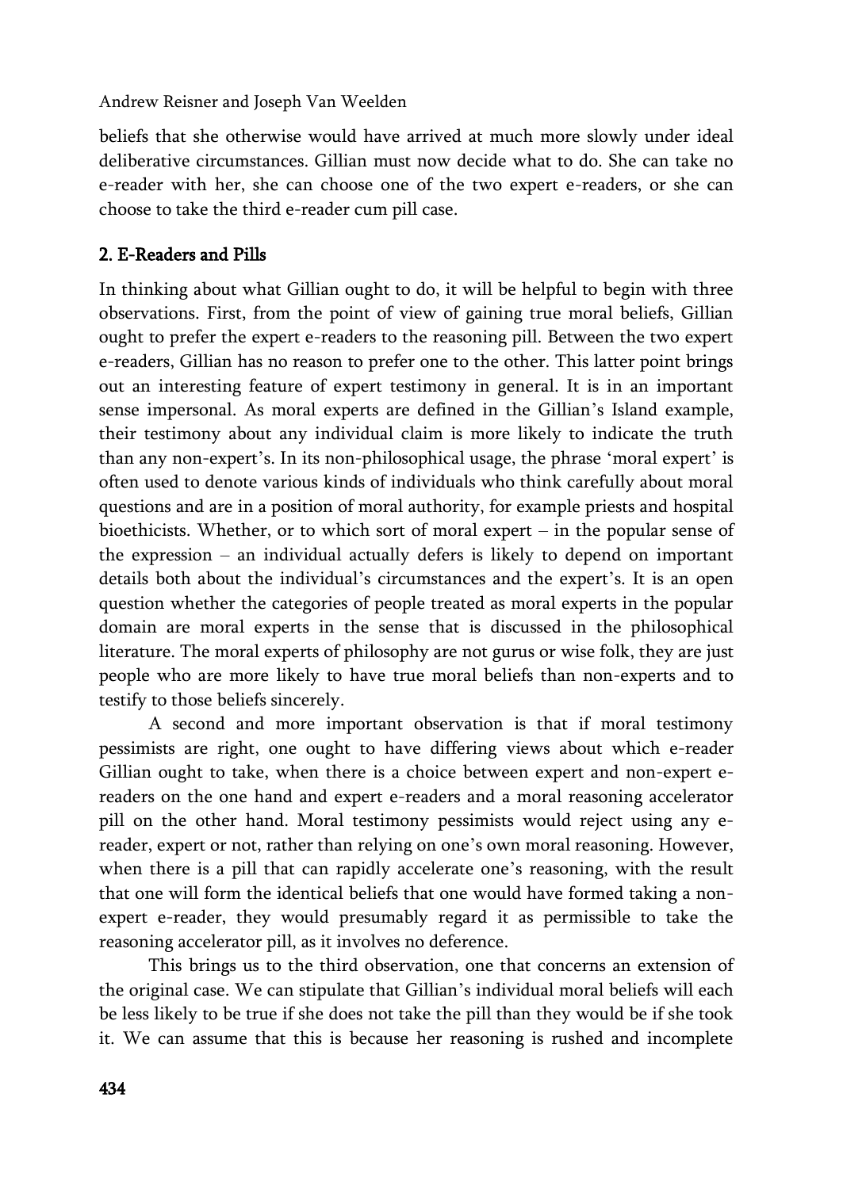beliefs that she otherwise would have arrived at much more slowly under ideal deliberative circumstances. Gillian must now decide what to do. She can take no e-reader with her, she can choose one of the two expert e-readers, or she can choose to take the third e-reader cum pill case.

## 2. E-Readers and Pills

In thinking about what Gillian ought to do, it will be helpful to begin with three observations. First, from the point of view of gaining true moral beliefs, Gillian ought to prefer the expert e-readers to the reasoning pill. Between the two expert e-readers, Gillian has no reason to prefer one to the other. This latter point brings out an interesting feature of expert testimony in general. It is in an important sense impersonal. As moral experts are defined in the Gillian's Island example, their testimony about any individual claim is more likely to indicate the truth than any non-expert's. In its non-philosophical usage, the phrase 'moral expert' is often used to denote various kinds of individuals who think carefully about moral questions and are in a position of moral authority, for example priests and hospital bioethicists. Whether, or to which sort of moral expert – in the popular sense of the expression – an individual actually defers is likely to depend on important details both about the individual's circumstances and the expert's. It is an open question whether the categories of people treated as moral experts in the popular domain are moral experts in the sense that is discussed in the philosophical literature. The moral experts of philosophy are not gurus or wise folk, they are just people who are more likely to have true moral beliefs than non-experts and to testify to those beliefs sincerely.

A second and more important observation is that if moral testimony pessimists are right, one ought to have differing views about which e-reader Gillian ought to take, when there is a choice between expert and non-expert e-readers on the one hand and expert e-readers and a moral reasoning accelerator pill on the other hand. Moral testimony pessimists would reject using any e-reader, expert or not, rather than relying on one's own moral reasoning. However, when there is a pill that can rapidly accelerate one's reasoning, with the result that one will form the identical beliefs that one would have formed taking a non-expert e-reader, they would presumably regard it as permissible to take the reasoning accelerator pill, as it involves no deference.

This brings us to the third observation, one that concerns an extension of the original case. We can stipulate that Gillian's individual moral beliefs will each be less likely to be true if she does not take the pill than they would be if she took it. We can assume that this is because her reasoning is rushed and incomplete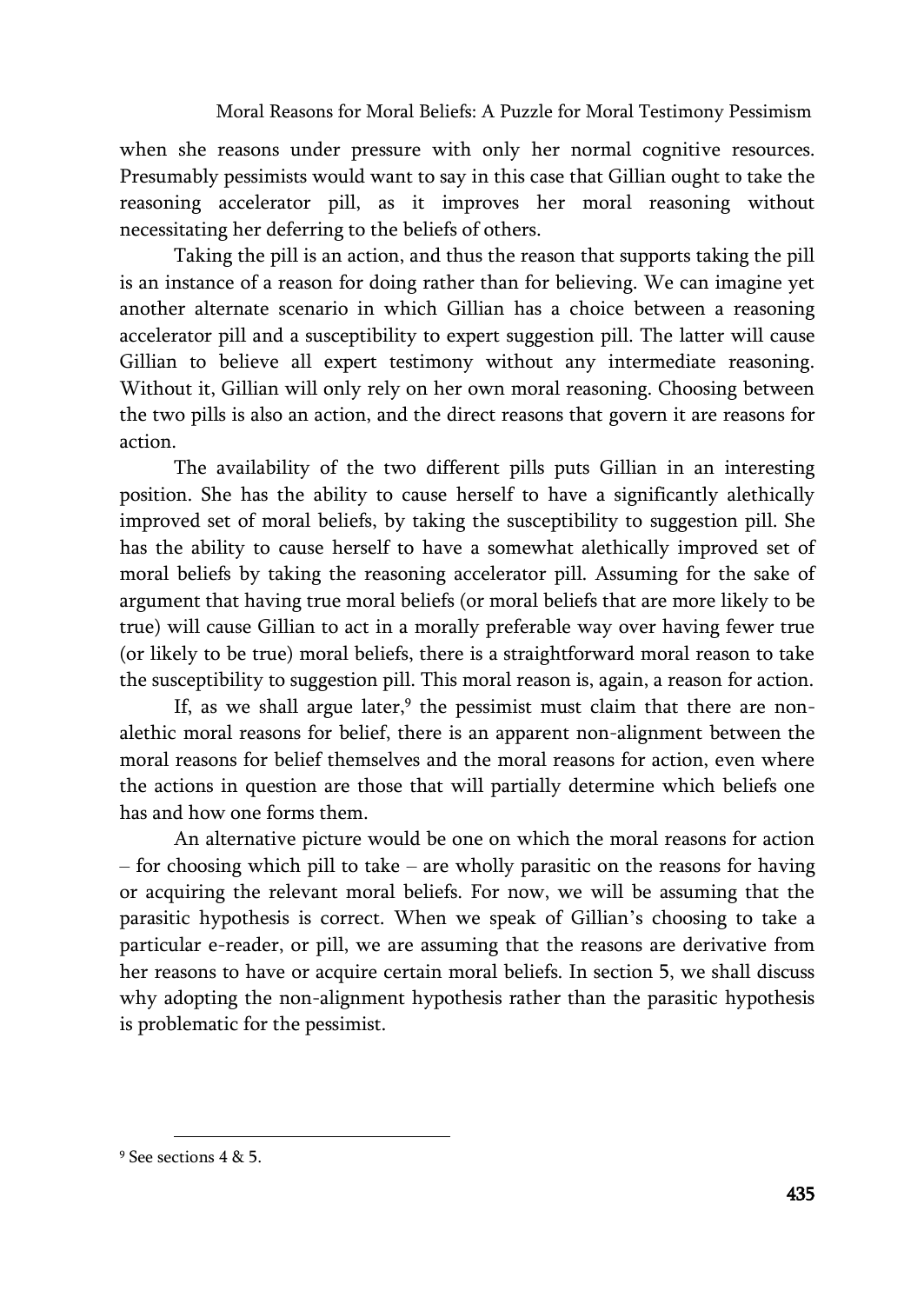when she reasons under pressure with only her normal cognitive resources. Presumably pessimists would want to say in this case that Gillian ought to take the reasoning accelerator pill, as it improves her moral reasoning without necessitating her deferring to the beliefs of others.

Taking the pill is an action, and thus the reason that supports taking the pill is an instance of a reason for doing rather than for believing. We can imagine yet another alternate scenario in which Gillian has a choice between a reasoning accelerator pill and a susceptibility to expert suggestion pill. The latter will cause Gillian to believe all expert testimony without any intermediate reasoning. Without it, Gillian will only rely on her own moral reasoning. Choosing between the two pills is also an action, and the direct reasons that govern it are reasons for action.

The availability of the two different pills puts Gillian in an interesting position. She has the ability to cause herself to have a significantly alethically improved set of moral beliefs, by taking the susceptibility to suggestion pill. She has the ability to cause herself to have a somewhat alethically improved set of moral beliefs by taking the reasoning accelerator pill. Assuming for the sake of argument that having true moral beliefs (or moral beliefs that are more likely to be true) will cause Gillian to act in a morally preferable way over having fewer true (or likely to be true) moral beliefs, there is a straightforward moral reason to take the susceptibility to suggestion pill. This moral reason is, again, a reason for action.

If, as we shall argue later,[9] the pessimist must claim that there are non-alethic moral reasons for belief, there is an apparent non-alignment between the moral reasons for belief themselves and the moral reasons for action, even where the actions in question are those that will partially determine which beliefs one has and how one forms them.

An alternative picture would be one on which the moral reasons for action – for choosing which pill to take – are wholly parasitic on the reasons for having or acquiring the relevant moral beliefs. For now, we will be assuming that the parasitic hypothesis is correct. When we speak of Gillian's choosing to take a particular e-reader, or pill, we are assuming that the reasons are derivative from her reasons to have or acquire certain moral beliefs. In section 5, we shall discuss why adopting the non-alignment hypothesis rather than the parasitic hypothesis is problematic for the pessimist.

---

[9] See sections 4 & 5.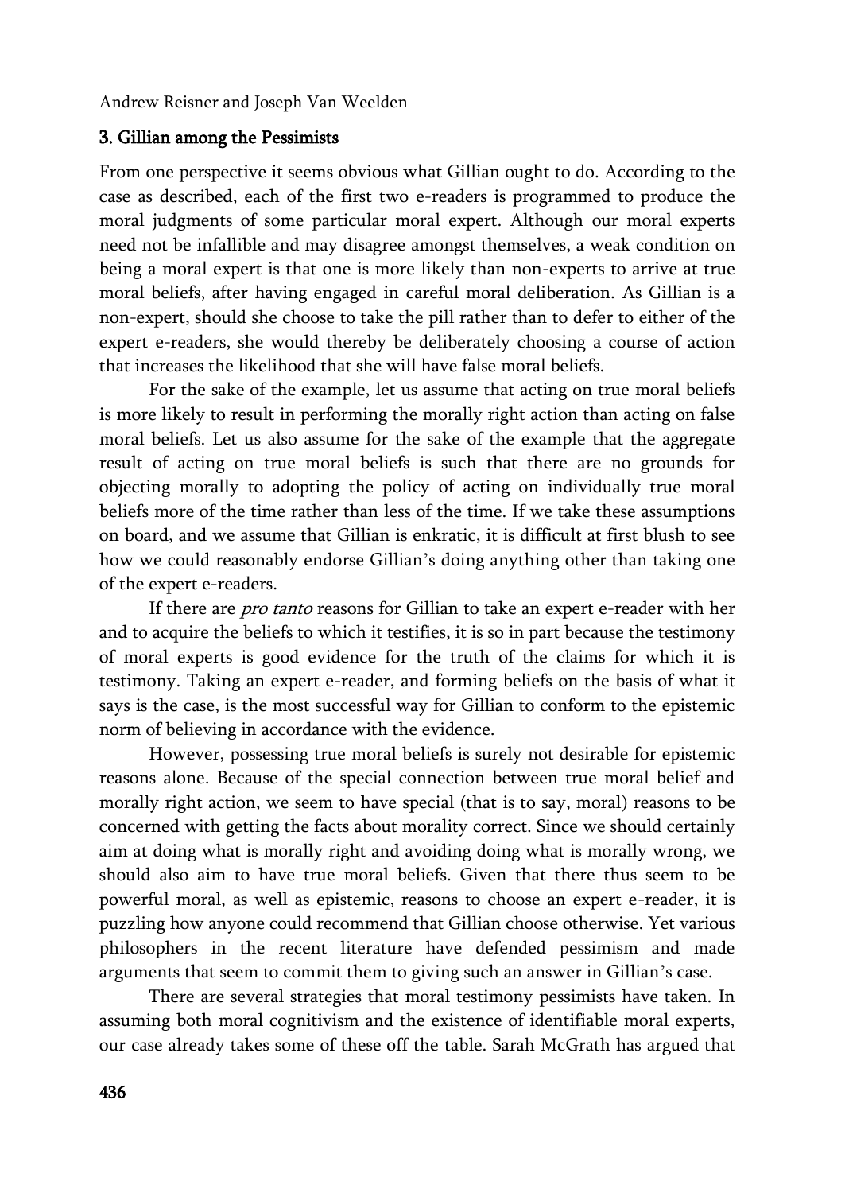## 3. Gillian among the Pessimists

From one perspective it seems obvious what Gillian ought to do. According to the case as described, each of the first two e-readers is programmed to produce the moral judgments of some particular moral expert. Although our moral experts need not be infallible and may disagree amongst themselves, a weak condition on being a moral expert is that one is more likely than non-experts to arrive at true moral beliefs, after having engaged in careful moral deliberation. As Gillian is a non-expert, should she choose to take the pill rather than to defer to either of the expert e-readers, she would thereby be deliberately choosing a course of action that increases the likelihood that she will have false moral beliefs.

For the sake of the example, let us assume that acting on true moral beliefs is more likely to result in performing the morally right action than acting on false moral beliefs. Let us also assume for the sake of the example that the aggregate result of acting on true moral beliefs is such that there are no grounds for objecting morally to adopting the policy of acting on individually true moral beliefs more of the time rather than less of the time. If we take these assumptions on board, and we assume that Gillian is enkratic, it is difficult at first blush to see how we could reasonably endorse Gillian's doing anything other than taking one of the expert e-readers.

If there are *pro tanto* reasons for Gillian to take an expert e-reader with her and to acquire the beliefs to which it testifies, it is so in part because the testimony of moral experts is good evidence for the truth of the claims for which it is testimony. Taking an expert e-reader, and forming beliefs on the basis of what it says is the case, is the most successful way for Gillian to conform to the epistemic norm of believing in accordance with the evidence.

However, possessing true moral beliefs is surely not desirable for epistemic reasons alone. Because of the special connection between true moral belief and morally right action, we seem to have special (that is to say, moral) reasons to be concerned with getting the facts about morality correct. Since we should certainly aim at doing what is morally right and avoiding doing what is morally wrong, we should also aim to have true moral beliefs. Given that there thus seem to be powerful moral, as well as epistemic, reasons to choose an expert e-reader, it is puzzling how anyone could recommend that Gillian choose otherwise. Yet various philosophers in the recent literature have defended pessimism and made arguments that seem to commit them to giving such an answer in Gillian's case.

There are several strategies that moral testimony pessimists have taken. In assuming both moral cognitivism and the existence of identifiable moral experts, our case already takes some of these off the table. Sarah McGrath has argued that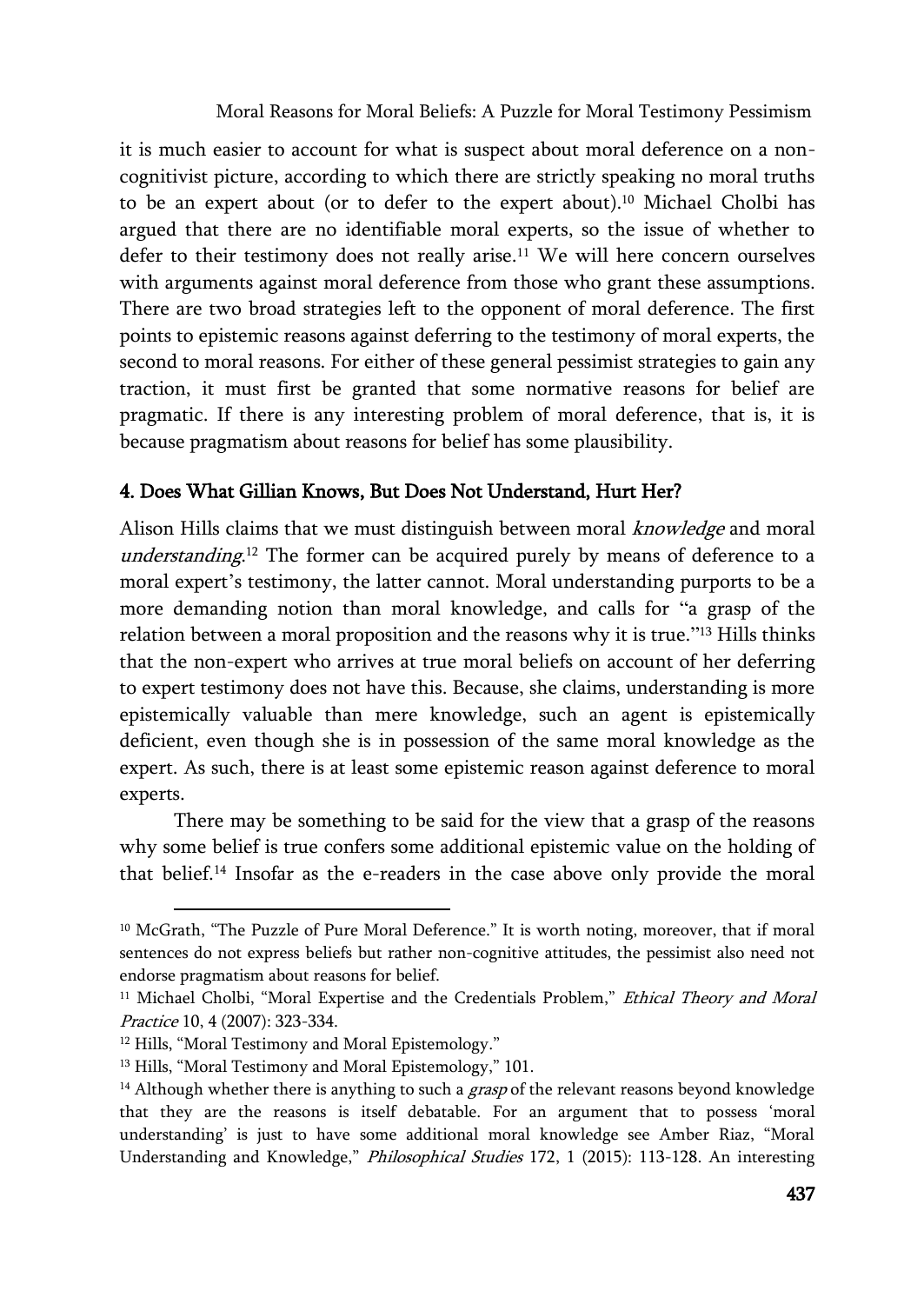it is much easier to account for what is suspect about moral deference on a non-cognitivist picture, according to which there are strictly speaking no moral truths to be an expert about (or to defer to the expert about).[10] Michael Cholbi has argued that there are no identifiable moral experts, so the issue of whether to defer to their testimony does not really arise.[11] We will here concern ourselves with arguments against moral deference from those who grant these assumptions. There are two broad strategies left to the opponent of moral deference. The first points to epistemic reasons against deferring to the testimony of moral experts, the second to moral reasons. For either of these general pessimist strategies to gain any traction, it must first be granted that some normative reasons for belief are pragmatic. If there is any interesting problem of moral deference, that is, it is because pragmatism about reasons for belief has some plausibility.

## 4. Does What Gillian Knows, But Does Not Understand, Hurt Her?

Alison Hills claims that we must distinguish between moral *knowledge* and moral *understanding*.[12] The former can be acquired purely by means of deference to a moral expert's testimony, the latter cannot. Moral understanding purports to be a more demanding notion than moral knowledge, and calls for "a grasp of the relation between a moral proposition and the reasons why it is true."[13] Hills thinks that the non-expert who arrives at true moral beliefs on account of her deferring to expert testimony does not have this. Because, she claims, understanding is more epistemically valuable than mere knowledge, such an agent is epistemically deficient, even though she is in possession of the same moral knowledge as the expert. As such, there is at least some epistemic reason against deference to moral experts.

There may be something to be said for the view that a grasp of the reasons why some belief is true confers some additional epistemic value on the holding of that belief.[14] Insofar as the e-readers in the case above only provide the moral

---

[10] McGrath, "The Puzzle of Pure Moral Deference." It is worth noting, moreover, that if moral sentences do not express beliefs but rather non-cognitive attitudes, the pessimist also need not endorse pragmatism about reasons for belief.

[11] Michael Cholbi, "Moral Expertise and the Credentials Problem," *Ethical Theory and Moral Practice* 10, 4 (2007): 323-334.

[12] Hills, "Moral Testimony and Moral Epistemology."

[13] Hills, "Moral Testimony and Moral Epistemology," 101.

[14] Although whether there is anything to such a *grasp* of the relevant reasons beyond knowledge that they are the reasons is itself debatable. For an argument that to possess 'moral understanding' is just to have some additional moral knowledge see Amber Riaz, "Moral Understanding and Knowledge," *Philosophical Studies* 172, 1 (2015): 113-128. An interesting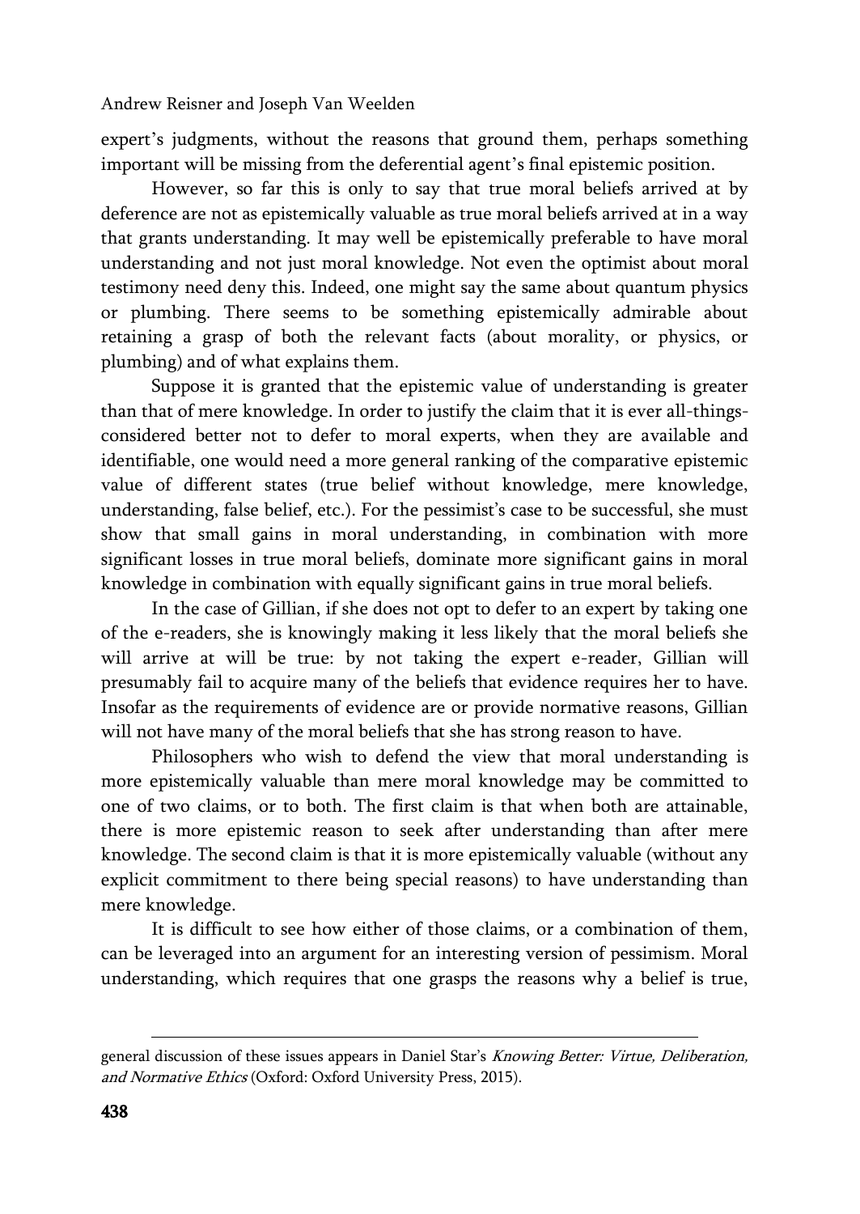expert's judgments, without the reasons that ground them, perhaps something important will be missing from the deferential agent's final epistemic position.

However, so far this is only to say that true moral beliefs arrived at by deference are not as epistemically valuable as true moral beliefs arrived at in a way that grants understanding. It may well be epistemically preferable to have moral understanding and not just moral knowledge. Not even the optimist about moral testimony need deny this. Indeed, one might say the same about quantum physics or plumbing. There seems to be something epistemically admirable about retaining a grasp of both the relevant facts (about morality, or physics, or plumbing) and of what explains them.

Suppose it is granted that the epistemic value of understanding is greater than that of mere knowledge. In order to justify the claim that it is ever all-things-considered better not to defer to moral experts, when they are available and identifiable, one would need a more general ranking of the comparative epistemic value of different states (true belief without knowledge, mere knowledge, understanding, false belief, etc.). For the pessimist's case to be successful, she must show that small gains in moral understanding, in combination with more significant losses in true moral beliefs, dominate more significant gains in moral knowledge in combination with equally significant gains in true moral beliefs.

In the case of Gillian, if she does not opt to defer to an expert by taking one of the e-readers, she is knowingly making it less likely that the moral beliefs she will arrive at will be true: by not taking the expert e-reader, Gillian will presumably fail to acquire many of the beliefs that evidence requires her to have. Insofar as the requirements of evidence are or provide normative reasons, Gillian will not have many of the moral beliefs that she has strong reason to have.

Philosophers who wish to defend the view that moral understanding is more epistemically valuable than mere moral knowledge may be committed to one of two claims, or to both. The first claim is that when both are attainable, there is more epistemic reason to seek after understanding than after mere knowledge. The second claim is that it is more epistemically valuable (without any explicit commitment to there being special reasons) to have understanding than mere knowledge.

It is difficult to see how either of those claims, or a combination of them, can be leveraged into an argument for an interesting version of pessimism. Moral understanding, which requires that one grasps the reasons why a belief is true,

---

general discussion of these issues appears in Daniel Star's *Knowing Better: Virtue, Deliberation, and Normative Ethics* (Oxford: Oxford University Press, 2015).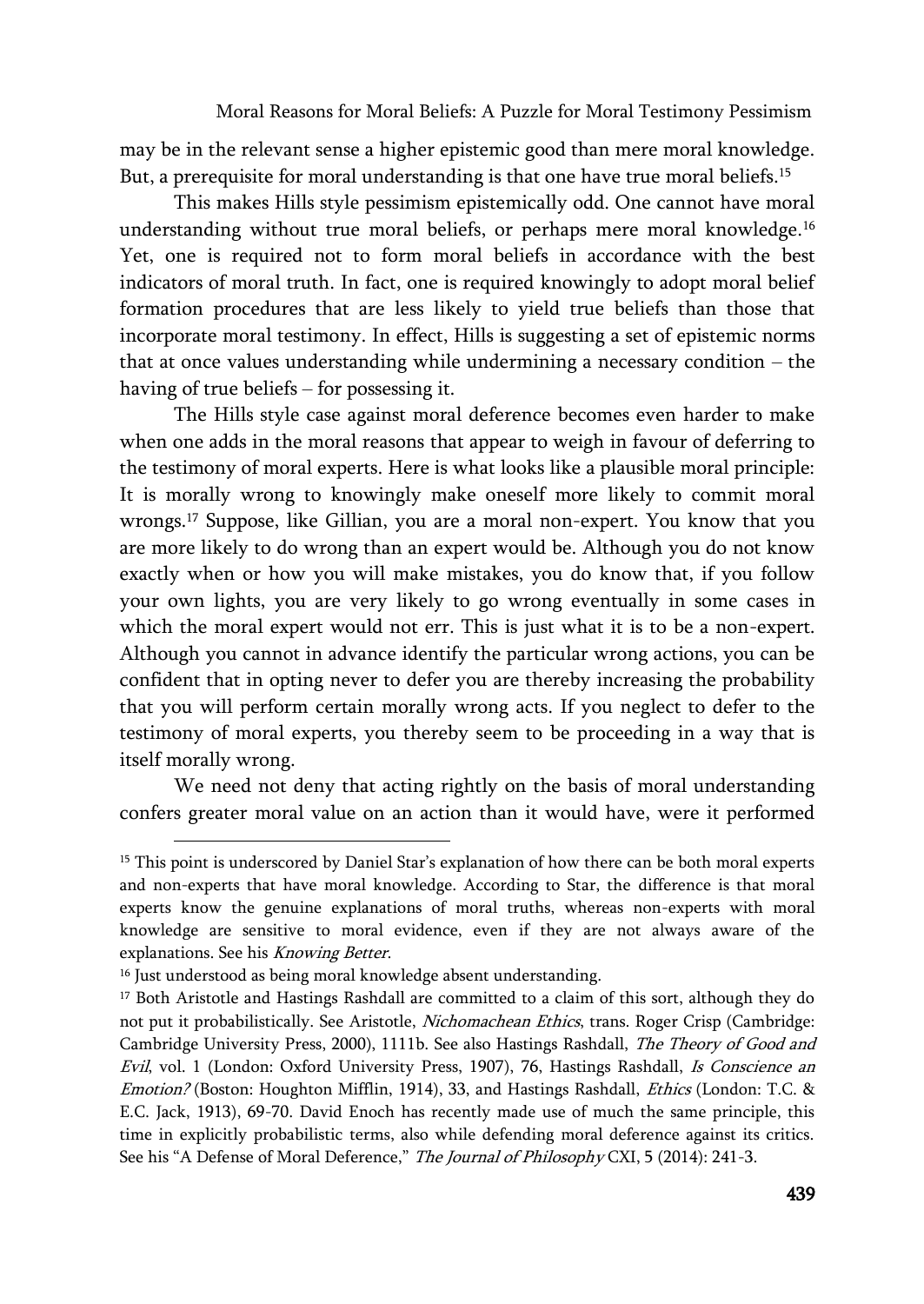may be in the relevant sense a higher epistemic good than mere moral knowledge. But, a prerequisite for moral understanding is that one have true moral beliefs.[15]

This makes Hills style pessimism epistemically odd. One cannot have moral understanding without true moral beliefs, or perhaps mere moral knowledge.[16] Yet, one is required not to form moral beliefs in accordance with the best indicators of moral truth. In fact, one is required knowingly to adopt moral belief formation procedures that are less likely to yield true beliefs than those that incorporate moral testimony. In effect, Hills is suggesting a set of epistemic norms that at once values understanding while undermining a necessary condition – the having of true beliefs – for possessing it.

The Hills style case against moral deference becomes even harder to make when one adds in the moral reasons that appear to weigh in favour of deferring to the testimony of moral experts. Here is what looks like a plausible moral principle: It is morally wrong to knowingly make oneself more likely to commit moral wrongs.[17] Suppose, like Gillian, you are a moral non-expert. You know that you are more likely to do wrong than an expert would be. Although you do not know exactly when or how you will make mistakes, you do know that, if you follow your own lights, you are very likely to go wrong eventually in some cases in which the moral expert would not err. This is just what it is to be a non-expert. Although you cannot in advance identify the particular wrong actions, you can be confident that in opting never to defer you are thereby increasing the probability that you will perform certain morally wrong acts. If you neglect to defer to the testimony of moral experts, you thereby seem to be proceeding in a way that is itself morally wrong.

We need not deny that acting rightly on the basis of moral understanding confers greater moral value on an action than it would have, were it performed

---

[15] This point is underscored by Daniel Star's explanation of how there can be both moral experts and non-experts that have moral knowledge. According to Star, the difference is that moral experts know the genuine explanations of moral truths, whereas non-experts with moral knowledge are sensitive to moral evidence, even if they are not always aware of the explanations. See his *Knowing Better*.

[16] Just understood as being moral knowledge absent understanding.

[17] Both Aristotle and Hastings Rashdall are committed to a claim of this sort, although they do not put it probabilistically. See Aristotle, *Nichomachean Ethics*, trans. Roger Crisp (Cambridge: Cambridge University Press, 2000), 1111b. See also Hastings Rashdall, *The Theory of Good and Evil*, vol. 1 (London: Oxford University Press, 1907), 76, Hastings Rashdall, *Is Conscience an Emotion?* (Boston: Houghton Mifflin, 1914), 33, and Hastings Rashdall, *Ethics* (London: T.C. & E.C. Jack, 1913), 69-70. David Enoch has recently made use of much the same principle, this time in explicitly probabilistic terms, also while defending moral deference against its critics. See his "A Defense of Moral Deference," *The Journal of Philosophy* CXI, 5 (2014): 241-3.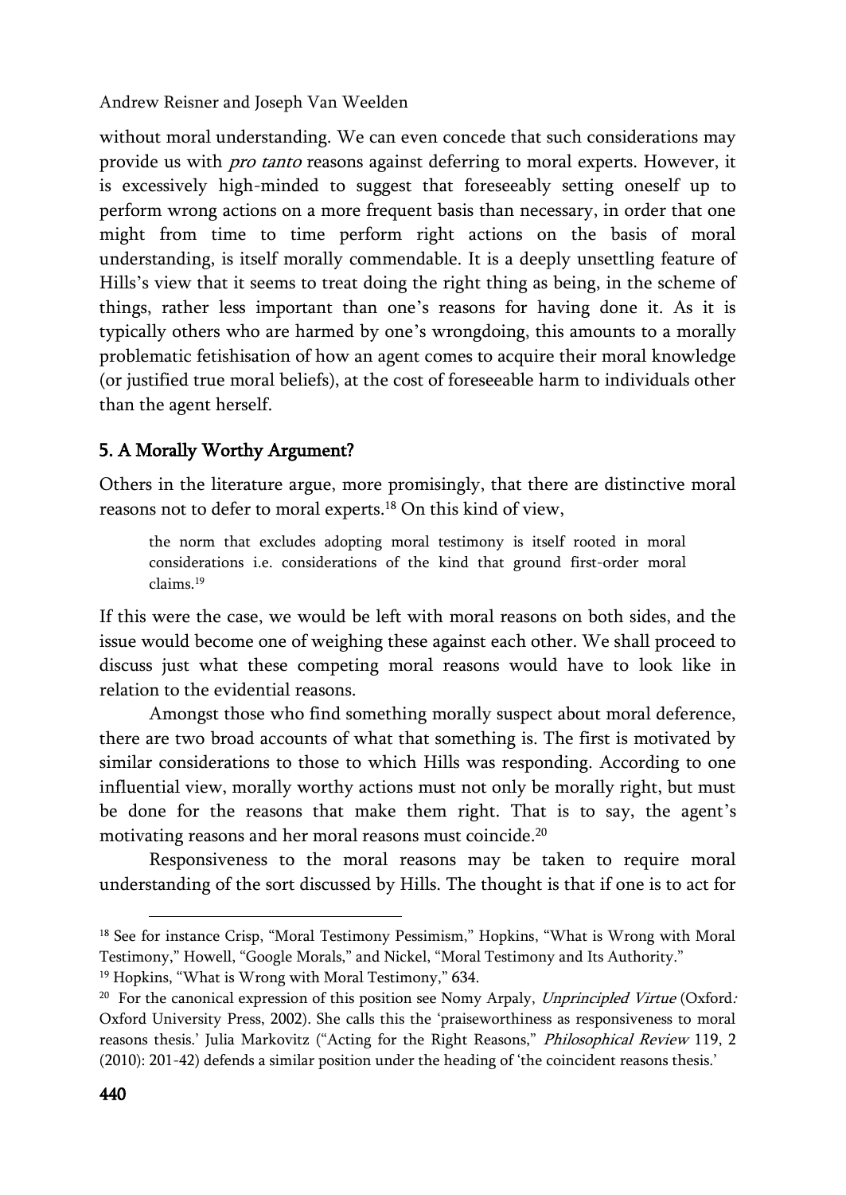without moral understanding. We can even concede that such considerations may provide us with *pro tanto* reasons against deferring to moral experts. However, it is excessively high-minded to suggest that foreseeably setting oneself up to perform wrong actions on a more frequent basis than necessary, in order that one might from time to time perform right actions on the basis of moral understanding, is itself morally commendable. It is a deeply unsettling feature of Hills's view that it seems to treat doing the right thing as being, in the scheme of things, rather less important than one's reasons for having done it. As it is typically others who are harmed by one's wrongdoing, this amounts to a morally problematic fetishisation of how an agent comes to acquire their moral knowledge (or justified true moral beliefs), at the cost of foreseeable harm to individuals other than the agent herself.

## 5. A Morally Worthy Argument?

Others in the literature argue, more promisingly, that there are distinctive moral reasons not to defer to moral experts.[18] On this kind of view,

> the norm that excludes adopting moral testimony is itself rooted in moral considerations i.e. considerations of the kind that ground first-order moral claims.[19]

If this were the case, we would be left with moral reasons on both sides, and the issue would become one of weighing these against each other. We shall proceed to discuss just what these competing moral reasons would have to look like in relation to the evidential reasons.

Amongst those who find something morally suspect about moral deference, there are two broad accounts of what that something is. The first is motivated by similar considerations to those to which Hills was responding. According to one influential view, morally worthy actions must not only be morally right, but must be done for the reasons that make them right. That is to say, the agent's motivating reasons and her moral reasons must coincide.[20]

Responsiveness to the moral reasons may be taken to require moral understanding of the sort discussed by Hills. The thought is that if one is to act for

---

[18] See for instance Crisp, "Moral Testimony Pessimism," Hopkins, "What is Wrong with Moral Testimony," Howell, "Google Morals," and Nickel, "Moral Testimony and Its Authority."

[19] Hopkins, "What is Wrong with Moral Testimony," 634.

[20] For the canonical expression of this position see Nomy Arpaly, *Unprincipled Virtue* (Oxford: Oxford University Press, 2002). She calls this the 'praiseworthiness as responsiveness to moral reasons thesis.' Julia Markovitz ("Acting for the Right Reasons," *Philosophical Review* 119, 2 (2010): 201-42) defends a similar position under the heading of 'the coincident reasons thesis.'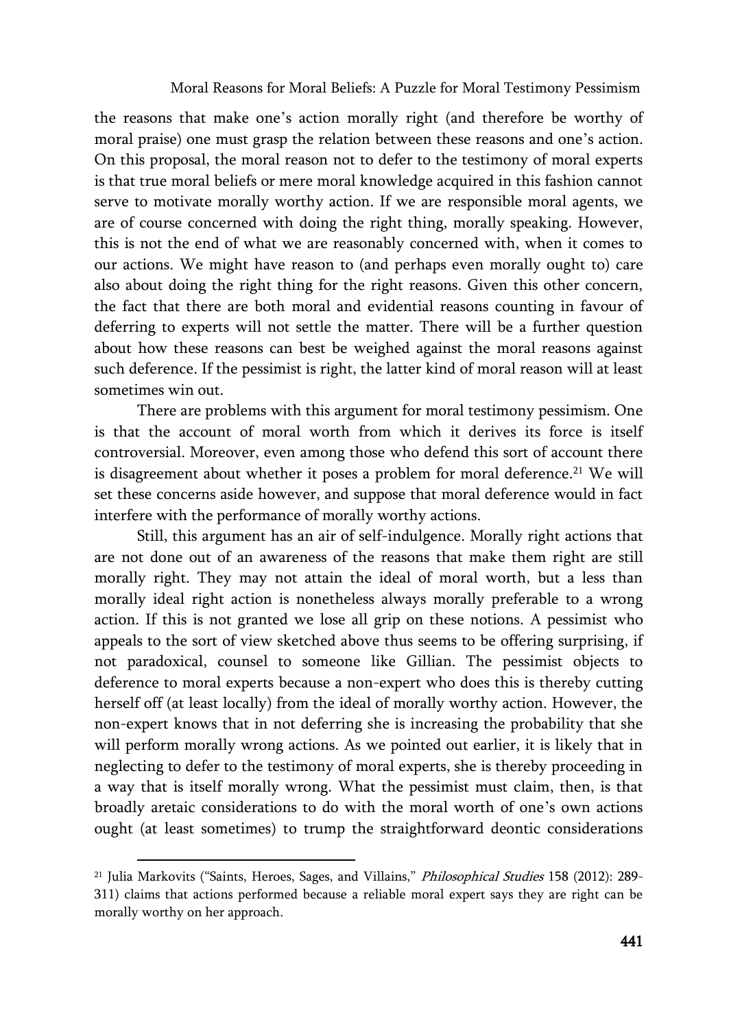the reasons that make one's action morally right (and therefore be worthy of moral praise) one must grasp the relation between these reasons and one's action. On this proposal, the moral reason not to defer to the testimony of moral experts is that true moral beliefs or mere moral knowledge acquired in this fashion cannot serve to motivate morally worthy action. If we are responsible moral agents, we are of course concerned with doing the right thing, morally speaking. However, this is not the end of what we are reasonably concerned with, when it comes to our actions. We might have reason to (and perhaps even morally ought to) care also about doing the right thing for the right reasons. Given this other concern, the fact that there are both moral and evidential reasons counting in favour of deferring to experts will not settle the matter. There will be a further question about how these reasons can best be weighed against the moral reasons against such deference. If the pessimist is right, the latter kind of moral reason will at least sometimes win out.

There are problems with this argument for moral testimony pessimism. One is that the account of moral worth from which it derives its force is itself controversial. Moreover, even among those who defend this sort of account there is disagreement about whether it poses a problem for moral deference.[21] We will set these concerns aside however, and suppose that moral deference would in fact interfere with the performance of morally worthy actions.

Still, this argument has an air of self-indulgence. Morally right actions that are not done out of an awareness of the reasons that make them right are still morally right. They may not attain the ideal of moral worth, but a less than morally ideal right action is nonetheless always morally preferable to a wrong action. If this is not granted we lose all grip on these notions. A pessimist who appeals to the sort of view sketched above thus seems to be offering surprising, if not paradoxical, counsel to someone like Gillian. The pessimist objects to deference to moral experts because a non-expert who does this is thereby cutting herself off (at least locally) from the ideal of morally worthy action. However, the non-expert knows that in not deferring she is increasing the probability that she will perform morally wrong actions. As we pointed out earlier, it is likely that in neglecting to defer to the testimony of moral experts, she is thereby proceeding in a way that is itself morally wrong. What the pessimist must claim, then, is that broadly aretaic considerations to do with the moral worth of one's own actions ought (at least sometimes) to trump the straightforward deontic considerations

[21] Julia Markovits ("Saints, Heroes, Sages, and Villains," *Philosophical Studies* 158 (2012): 289-311) claims that actions performed because a reliable moral expert says they are right can be morally worthy on her approach.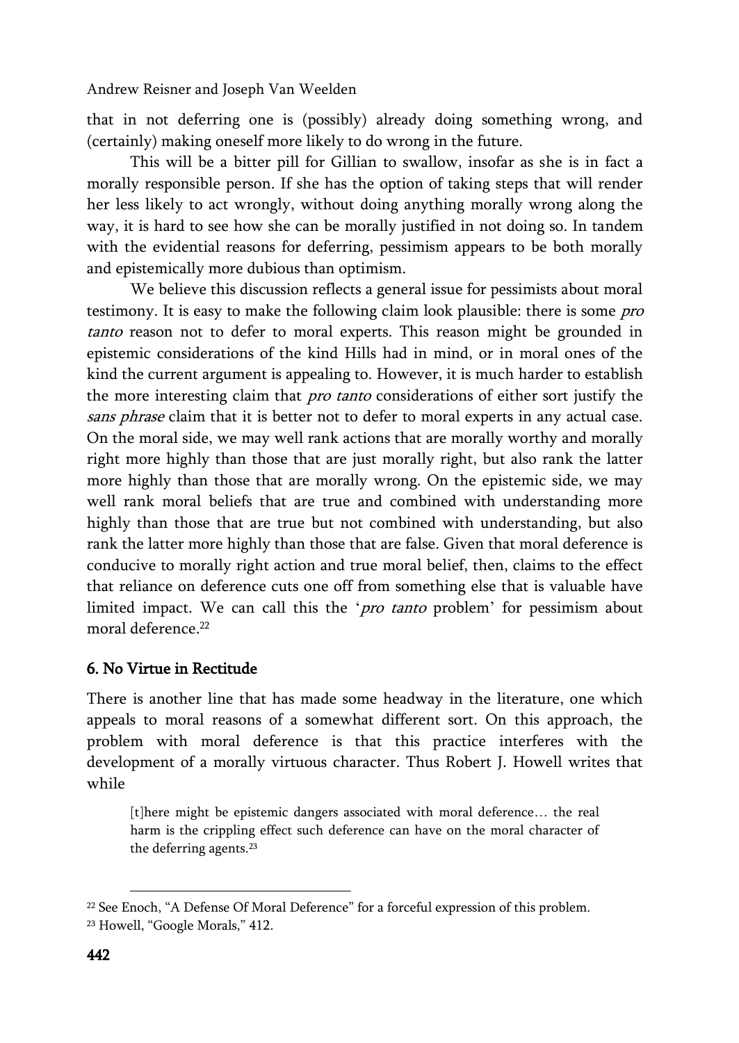that in not deferring one is (possibly) already doing something wrong, and (certainly) making oneself more likely to do wrong in the future.

This will be a bitter pill for Gillian to swallow, insofar as she is in fact a morally responsible person. If she has the option of taking steps that will render her less likely to act wrongly, without doing anything morally wrong along the way, it is hard to see how she can be morally justified in not doing so. In tandem with the evidential reasons for deferring, pessimism appears to be both morally and epistemically more dubious than optimism.

We believe this discussion reflects a general issue for pessimists about moral testimony. It is easy to make the following claim look plausible: there is some *pro tanto* reason not to defer to moral experts. This reason might be grounded in epistemic considerations of the kind Hills had in mind, or in moral ones of the kind the current argument is appealing to. However, it is much harder to establish the more interesting claim that *pro tanto* considerations of either sort justify the *sans phrase* claim that it is better not to defer to moral experts in any actual case. On the moral side, we may well rank actions that are morally worthy and morally right more highly than those that are just morally right, but also rank the latter more highly than those that are morally wrong. On the epistemic side, we may well rank moral beliefs that are true and combined with understanding more highly than those that are true but not combined with understanding, but also rank the latter more highly than those that are false. Given that moral deference is conducive to morally right action and true moral belief, then, claims to the effect that reliance on deference cuts one off from something else that is valuable have limited impact. We can call this the '*pro tanto* problem' for pessimism about moral deference.[22]

## 6. No Virtue in Rectitude

There is another line that has made some headway in the literature, one which appeals to moral reasons of a somewhat different sort. On this approach, the problem with moral deference is that this practice interferes with the development of a morally virtuous character. Thus Robert J. Howell writes that while

> [t]here might be epistemic dangers associated with moral deference… the real harm is the crippling effect such deference can have on the moral character of the deferring agents.[23]

---

[22] See Enoch, "A Defense Of Moral Deference" for a forceful expression of this problem.

[23] Howell, "Google Morals," 412.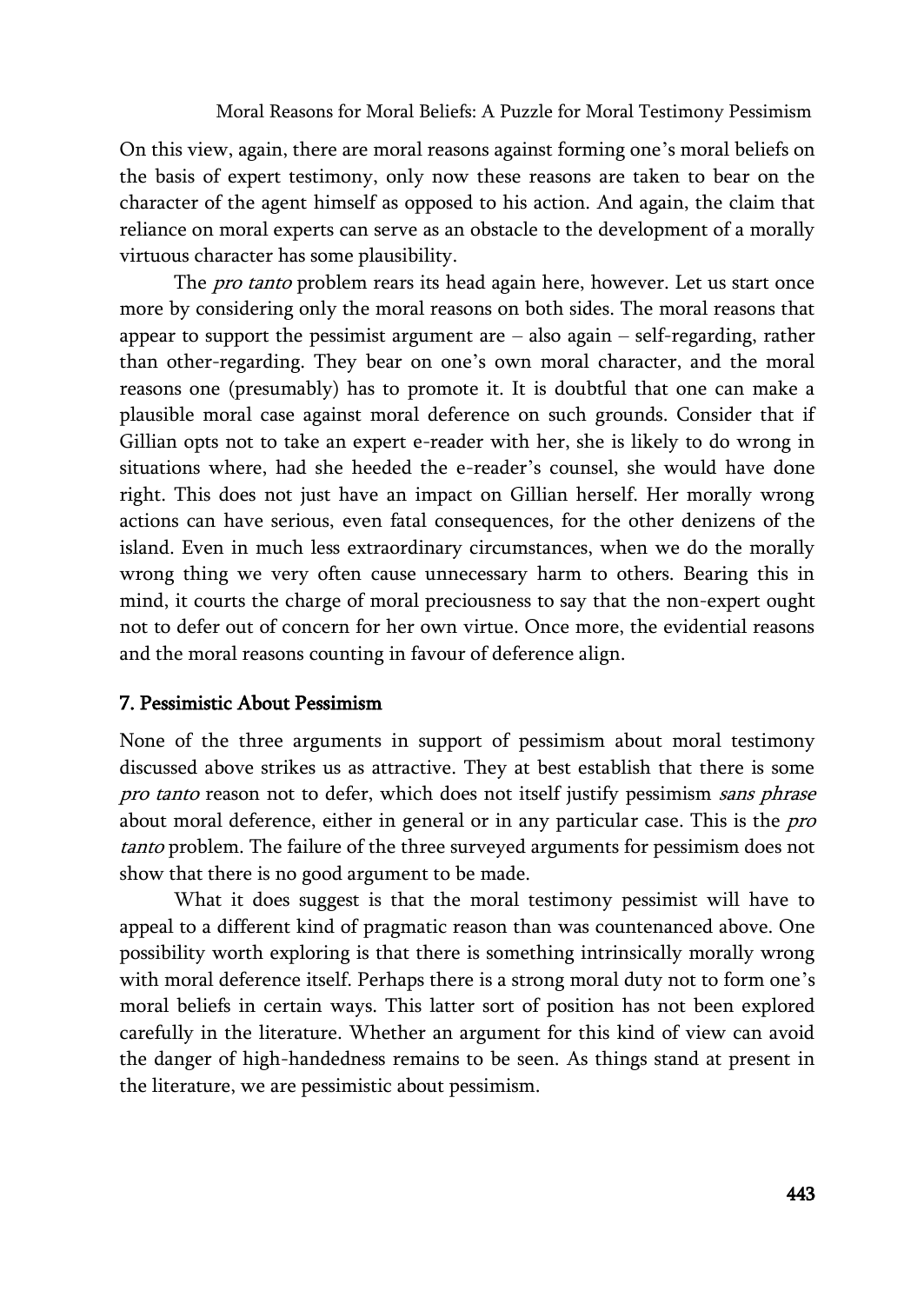On this view, again, there are moral reasons against forming one's moral beliefs on the basis of expert testimony, only now these reasons are taken to bear on the character of the agent himself as opposed to his action. And again, the claim that reliance on moral experts can serve as an obstacle to the development of a morally virtuous character has some plausibility.

The *pro tanto* problem rears its head again here, however. Let us start once more by considering only the moral reasons on both sides. The moral reasons that appear to support the pessimist argument are – also again – self-regarding, rather than other-regarding. They bear on one's own moral character, and the moral reasons one (presumably) has to promote it. It is doubtful that one can make a plausible moral case against moral deference on such grounds. Consider that if Gillian opts not to take an expert e-reader with her, she is likely to do wrong in situations where, had she heeded the e-reader's counsel, she would have done right. This does not just have an impact on Gillian herself. Her morally wrong actions can have serious, even fatal consequences, for the other denizens of the island. Even in much less extraordinary circumstances, when we do the morally wrong thing we very often cause unnecessary harm to others. Bearing this in mind, it courts the charge of moral preciousness to say that the non-expert ought not to defer out of concern for her own virtue. Once more, the evidential reasons and the moral reasons counting in favour of deference align.

## 7. Pessimistic About Pessimism

None of the three arguments in support of pessimism about moral testimony discussed above strikes us as attractive. They at best establish that there is some *pro tanto* reason not to defer, which does not itself justify pessimism *sans phrase* about moral deference, either in general or in any particular case. This is the *pro tanto* problem. The failure of the three surveyed arguments for pessimism does not show that there is no good argument to be made.

What it does suggest is that the moral testimony pessimist will have to appeal to a different kind of pragmatic reason than was countenanced above. One possibility worth exploring is that there is something intrinsically morally wrong with moral deference itself. Perhaps there is a strong moral duty not to form one's moral beliefs in certain ways. This latter sort of position has not been explored carefully in the literature. Whether an argument for this kind of view can avoid the danger of high-handedness remains to be seen. As things stand at present in the literature, we are pessimistic about pessimism.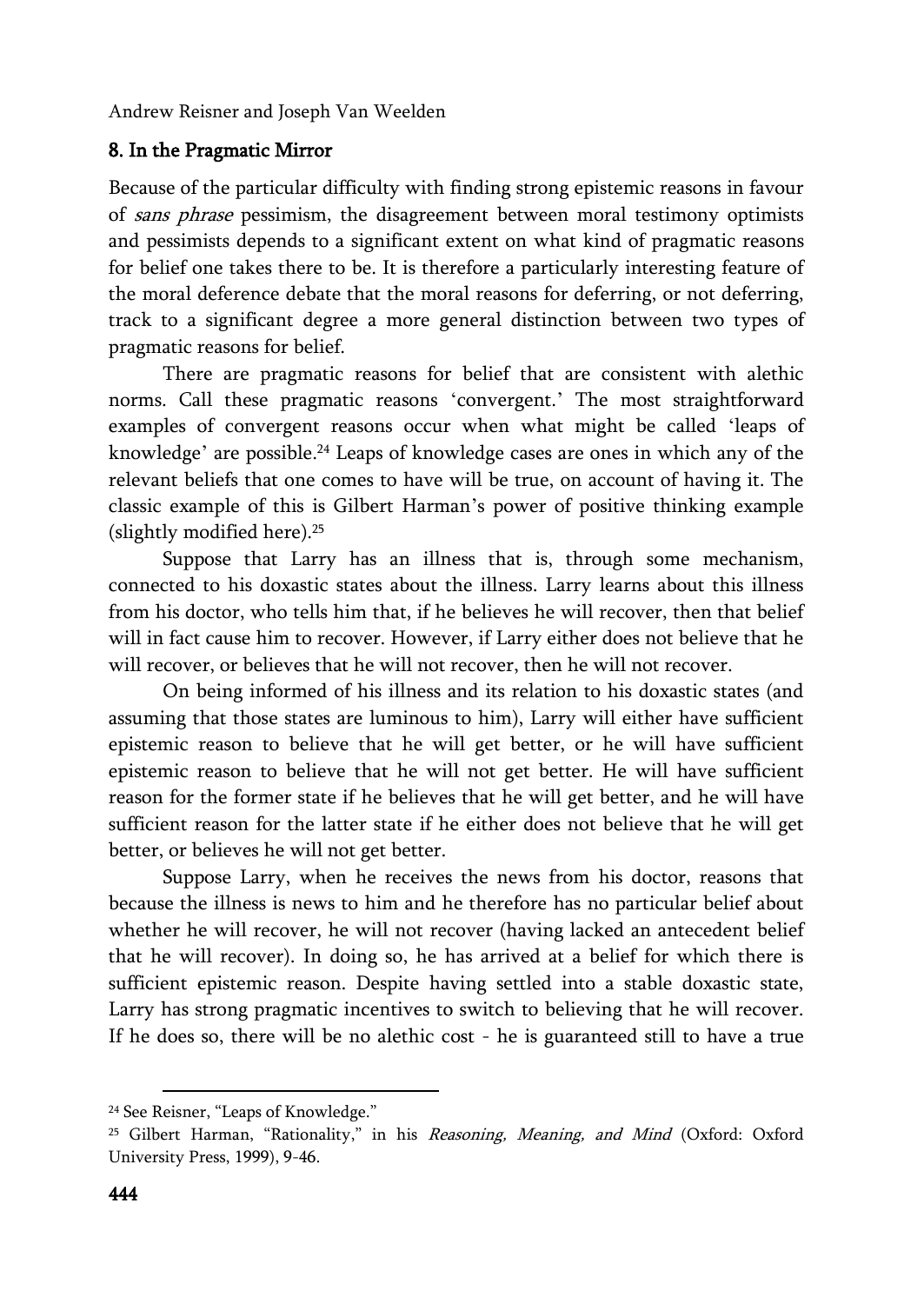## 8. In the Pragmatic Mirror

Because of the particular difficulty with finding strong epistemic reasons in favour of *sans phrase* pessimism, the disagreement between moral testimony optimists and pessimists depends to a significant extent on what kind of pragmatic reasons for belief one takes there to be. It is therefore a particularly interesting feature of the moral deference debate that the moral reasons for deferring, or not deferring, track to a significant degree a more general distinction between two types of pragmatic reasons for belief.

There are pragmatic reasons for belief that are consistent with alethic norms. Call these pragmatic reasons 'convergent.' The most straightforward examples of convergent reasons occur when what might be called 'leaps of knowledge' are possible.[24] Leaps of knowledge cases are ones in which any of the relevant beliefs that one comes to have will be true, on account of having it. The classic example of this is Gilbert Harman's power of positive thinking example (slightly modified here).[25]

Suppose that Larry has an illness that is, through some mechanism, connected to his doxastic states about the illness. Larry learns about this illness from his doctor, who tells him that, if he believes he will recover, then that belief will in fact cause him to recover. However, if Larry either does not believe that he will recover, or believes that he will not recover, then he will not recover.

On being informed of his illness and its relation to his doxastic states (and assuming that those states are luminous to him), Larry will either have sufficient epistemic reason to believe that he will get better, or he will have sufficient epistemic reason to believe that he will not get better. He will have sufficient reason for the former state if he believes that he will get better, and he will have sufficient reason for the latter state if he either does not believe that he will get better, or believes he will not get better.

Suppose Larry, when he receives the news from his doctor, reasons that because the illness is news to him and he therefore has no particular belief about whether he will recover, he will not recover (having lacked an antecedent belief that he will recover). In doing so, he has arrived at a belief for which there is sufficient epistemic reason. Despite having settled into a stable doxastic state, Larry has strong pragmatic incentives to switch to believing that he will recover. If he does so, there will be no alethic cost - he is guaranteed still to have a true

[24] See Reisner, "Leaps of Knowledge."

[25] Gilbert Harman, "Rationality," in his *Reasoning, Meaning, and Mind* (Oxford: Oxford University Press, 1999), 9-46.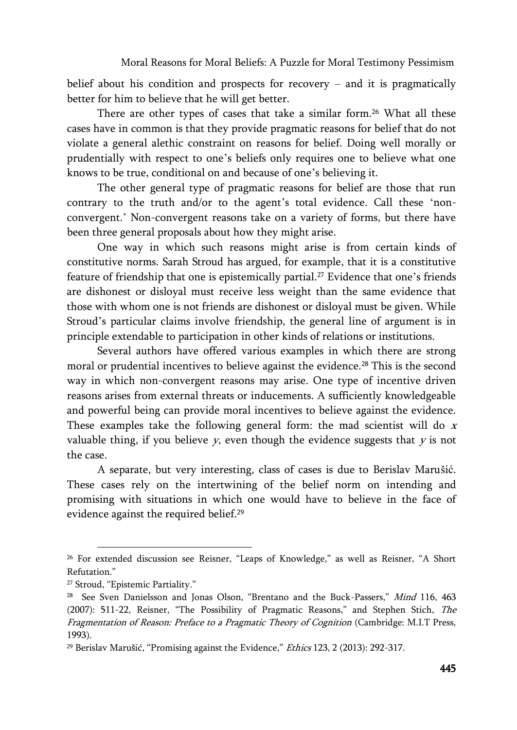belief about his condition and prospects for recovery – and it is pragmatically better for him to believe that he will get better.

There are other types of cases that take a similar form.[26] What all these cases have in common is that they provide pragmatic reasons for belief that do not violate a general alethic constraint on reasons for belief. Doing well morally or prudentially with respect to one's beliefs only requires one to believe what one knows to be true, conditional on and because of one's believing it.

The other general type of pragmatic reasons for belief are those that run contrary to the truth and/or to the agent's total evidence. Call these 'non-convergent.' Non-convergent reasons take on a variety of forms, but there have been three general proposals about how they might arise.

One way in which such reasons might arise is from certain kinds of constitutive norms. Sarah Stroud has argued, for example, that it is a constitutive feature of friendship that one is epistemically partial.[27] Evidence that one's friends are dishonest or disloyal must receive less weight than the same evidence that those with whom one is not friends are dishonest or disloyal must be given. While Stroud's particular claims involve friendship, the general line of argument is in principle extendable to participation in other kinds of relations or institutions.

Several authors have offered various examples in which there are strong moral or prudential incentives to believe against the evidence.[28] This is the second way in which non-convergent reasons may arise. One type of incentive driven reasons arises from external threats or inducements. A sufficiently knowledgeable and powerful being can provide moral incentives to believe against the evidence. These examples take the following general form: the mad scientist will do *x* valuable thing, if you believe *y*, even though the evidence suggests that *y* is not the case.

A separate, but very interesting, class of cases is due to Berislav Marušić. These cases rely on the intertwining of the belief norm on intending and promising with situations in which one would have to believe in the face of evidence against the required belief.[29]

---

[26] For extended discussion see Reisner, "Leaps of Knowledge," as well as Reisner, "A Short Refutation."

[27] Stroud, "Epistemic Partiality."

[28] See Sven Danielsson and Jonas Olson, "Brentano and the Buck-Passers," *Mind* 116, 463 (2007): 511-22, Reisner, "The Possibility of Pragmatic Reasons," and Stephen Stich, *The Fragmentation of Reason: Preface to a Pragmatic Theory of Cognition* (Cambridge: M.I.T Press, 1993).

[29] Berislav Marušić, "Promising against the Evidence," *Ethics* 123, 2 (2013): 292-317.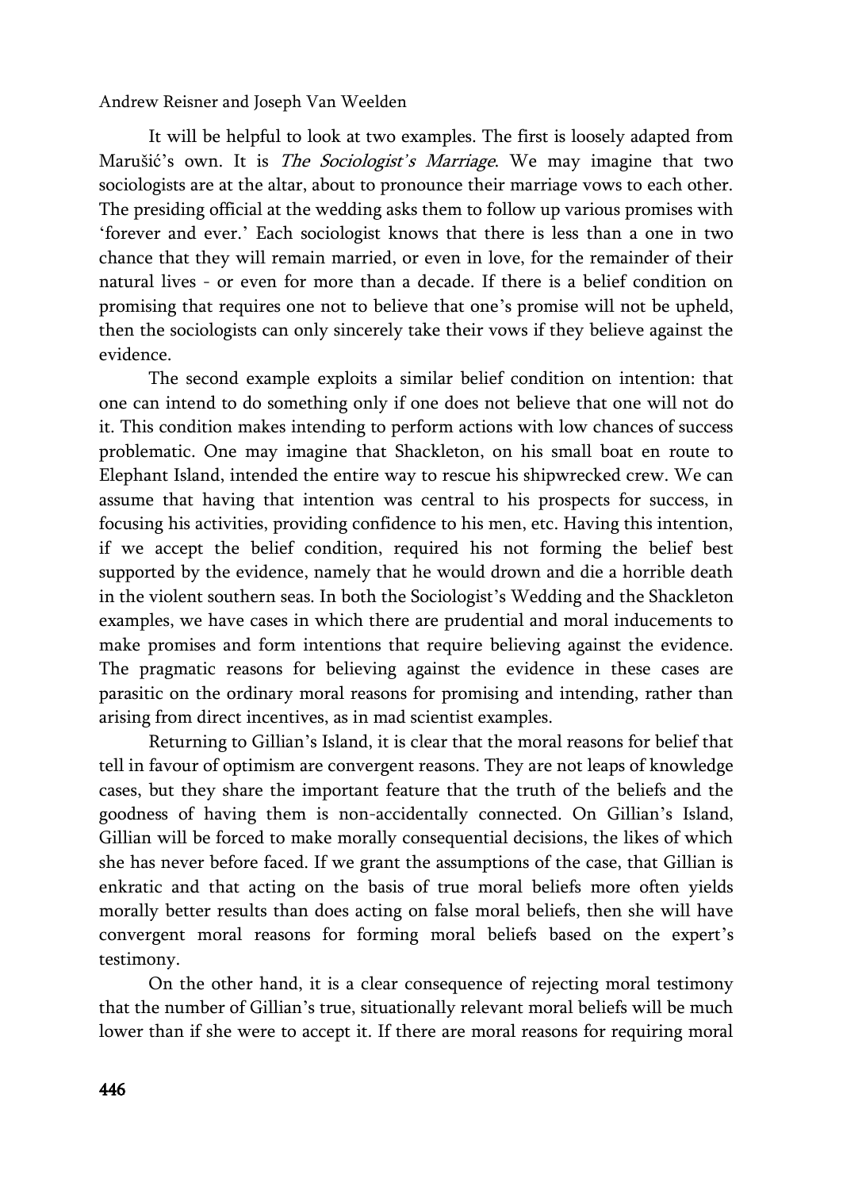It will be helpful to look at two examples. The first is loosely adapted from Marušić's own. It is *The Sociologist's Marriage*. We may imagine that two sociologists are at the altar, about to pronounce their marriage vows to each other. The presiding official at the wedding asks them to follow up various promises with 'forever and ever.' Each sociologist knows that there is less than a one in two chance that they will remain married, or even in love, for the remainder of their natural lives - or even for more than a decade. If there is a belief condition on promising that requires one not to believe that one's promise will not be upheld, then the sociologists can only sincerely take their vows if they believe against the evidence.

The second example exploits a similar belief condition on intention: that one can intend to do something only if one does not believe that one will not do it. This condition makes intending to perform actions with low chances of success problematic. One may imagine that Shackleton, on his small boat en route to Elephant Island, intended the entire way to rescue his shipwrecked crew. We can assume that having that intention was central to his prospects for success, in focusing his activities, providing confidence to his men, etc. Having this intention, if we accept the belief condition, required his not forming the belief best supported by the evidence, namely that he would drown and die a horrible death in the violent southern seas. In both the Sociologist's Wedding and the Shackleton examples, we have cases in which there are prudential and moral inducements to make promises and form intentions that require believing against the evidence. The pragmatic reasons for believing against the evidence in these cases are parasitic on the ordinary moral reasons for promising and intending, rather than arising from direct incentives, as in mad scientist examples.

Returning to Gillian's Island, it is clear that the moral reasons for belief that tell in favour of optimism are convergent reasons. They are not leaps of knowledge cases, but they share the important feature that the truth of the beliefs and the goodness of having them is non-accidentally connected. On Gillian's Island, Gillian will be forced to make morally consequential decisions, the likes of which she has never before faced. If we grant the assumptions of the case, that Gillian is enkratic and that acting on the basis of true moral beliefs more often yields morally better results than does acting on false moral beliefs, then she will have convergent moral reasons for forming moral beliefs based on the expert's testimony.

On the other hand, it is a clear consequence of rejecting moral testimony that the number of Gillian's true, situationally relevant moral beliefs will be much lower than if she were to accept it. If there are moral reasons for requiring moral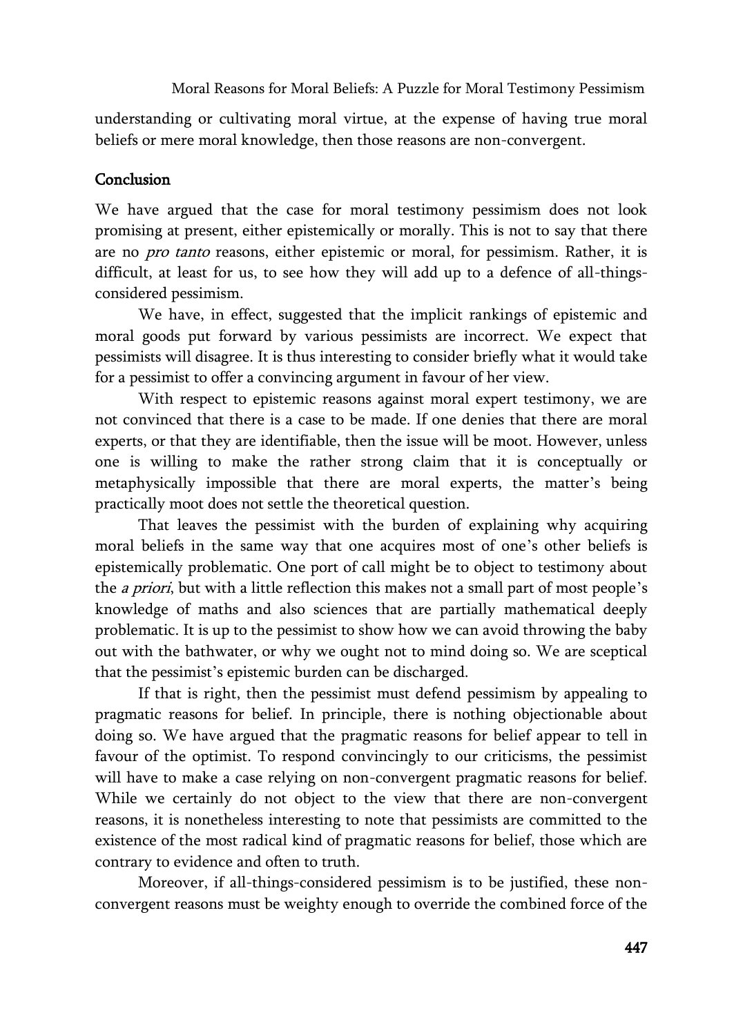understanding or cultivating moral virtue, at the expense of having true moral beliefs or mere moral knowledge, then those reasons are non-convergent.

## Conclusion

We have argued that the case for moral testimony pessimism does not look promising at present, either epistemically or morally. This is not to say that there are no *pro tanto* reasons, either epistemic or moral, for pessimism. Rather, it is difficult, at least for us, to see how they will add up to a defence of all-things-considered pessimism.

We have, in effect, suggested that the implicit rankings of epistemic and moral goods put forward by various pessimists are incorrect. We expect that pessimists will disagree. It is thus interesting to consider briefly what it would take for a pessimist to offer a convincing argument in favour of her view.

With respect to epistemic reasons against moral expert testimony, we are not convinced that there is a case to be made. If one denies that there are moral experts, or that they are identifiable, then the issue will be moot. However, unless one is willing to make the rather strong claim that it is conceptually or metaphysically impossible that there are moral experts, the matter's being practically moot does not settle the theoretical question.

That leaves the pessimist with the burden of explaining why acquiring moral beliefs in the same way that one acquires most of one's other beliefs is epistemically problematic. One port of call might be to object to testimony about the *a priori*, but with a little reflection this makes not a small part of most people's knowledge of maths and also sciences that are partially mathematical deeply problematic. It is up to the pessimist to show how we can avoid throwing the baby out with the bathwater, or why we ought not to mind doing so. We are sceptical that the pessimist's epistemic burden can be discharged.

If that is right, then the pessimist must defend pessimism by appealing to pragmatic reasons for belief. In principle, there is nothing objectionable about doing so. We have argued that the pragmatic reasons for belief appear to tell in favour of the optimist. To respond convincingly to our criticisms, the pessimist will have to make a case relying on non-convergent pragmatic reasons for belief. While we certainly do not object to the view that there are non-convergent reasons, it is nonetheless interesting to note that pessimists are committed to the existence of the most radical kind of pragmatic reasons for belief, those which are contrary to evidence and often to truth.

Moreover, if all-things-considered pessimism is to be justified, these non-convergent reasons must be weighty enough to override the combined force of the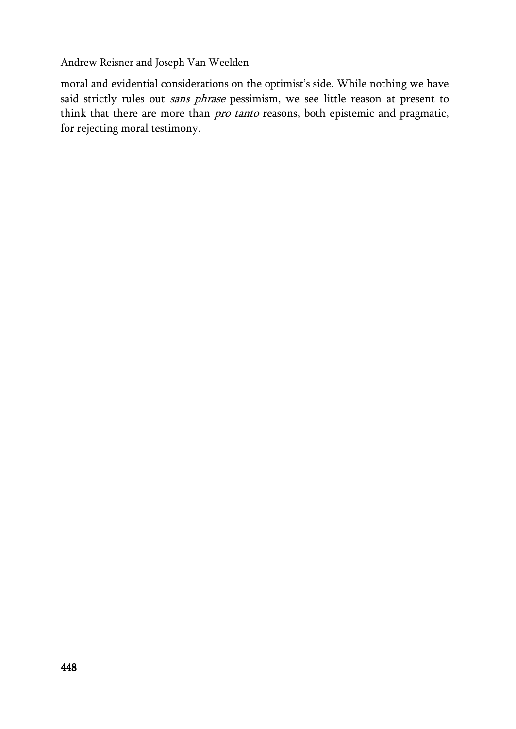moral and evidential considerations on the optimist's side. While nothing we have said strictly rules out *sans phrase* pessimism, we see little reason at present to think that there are more than *pro tanto* reasons, both epistemic and pragmatic, for rejecting moral testimony.